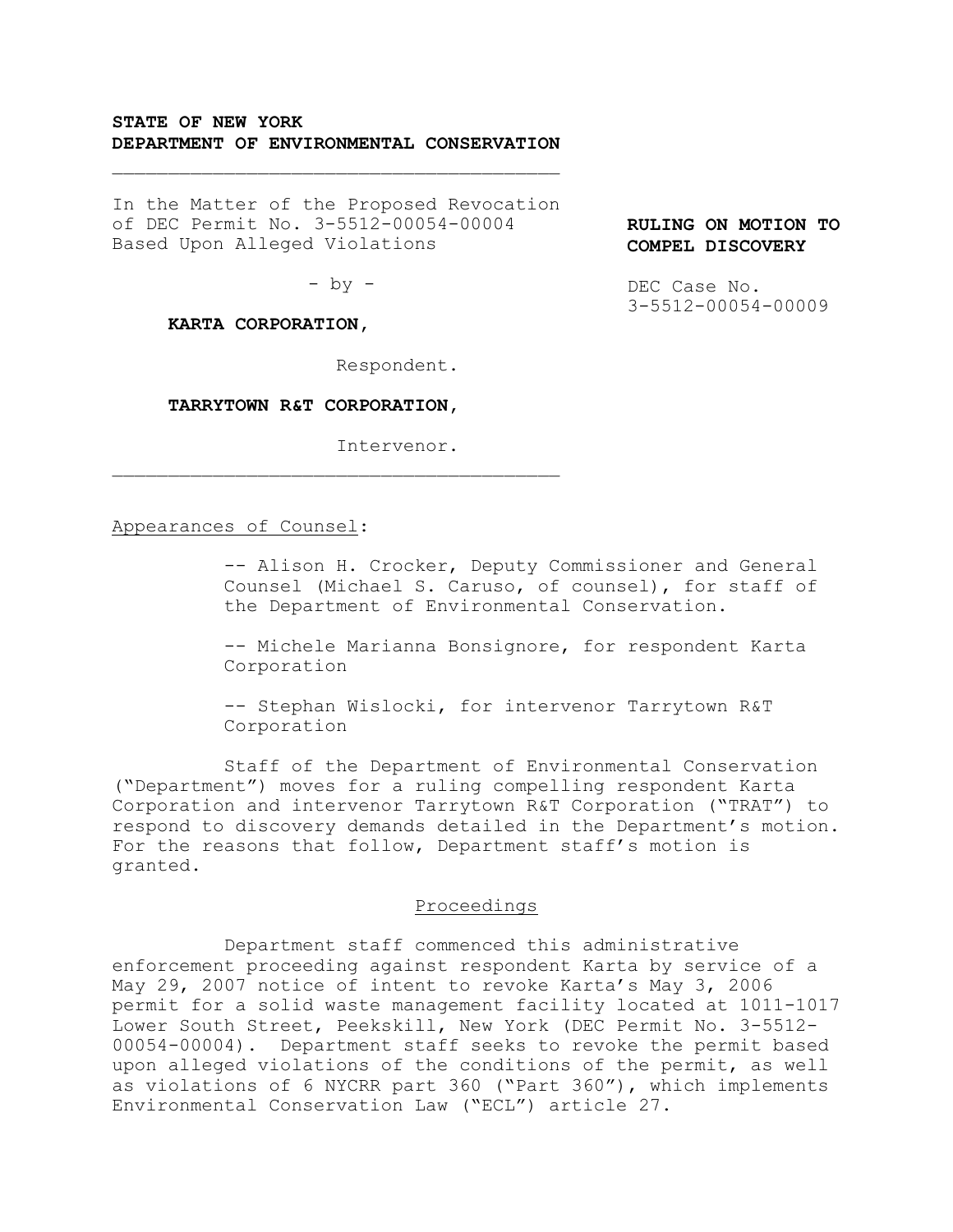**STATE OF NEW YORK**
**DEPARTMENT OF ENVIRONMENTAL CONSERVATION**

---

In the Matter of the Proposed Revocation of DEC Permit No. 3-5512-00054-00004 Based Upon Alleged Violations

- by -

**KARTA CORPORATION,**

Respondent.

**TARRYTOWN R&T CORPORATION,**

Intervenor.

---

**RULING ON MOTION TO COMPEL DISCOVERY**

DEC Case No. 3-5512-00054-00009

Appearances of Counsel:

-- Alison H. Crocker, Deputy Commissioner and General Counsel (Michael S. Caruso, of counsel), for staff of the Department of Environmental Conservation.

-- Michele Marianna Bonsignore, for respondent Karta Corporation

-- Stephan Wislocki, for intervenor Tarrytown R&T Corporation

Staff of the Department of Environmental Conservation ("Department") moves for a ruling compelling respondent Karta Corporation and intervenor Tarrytown R&T Corporation ("TRAT") to respond to discovery demands detailed in the Department's motion. For the reasons that follow, Department staff's motion is granted.

## Proceedings

Department staff commenced this administrative enforcement proceeding against respondent Karta by service of a May 29, 2007 notice of intent to revoke Karta's May 3, 2006 permit for a solid waste management facility located at 1011-1017 Lower South Street, Peekskill, New York (DEC Permit No. 3-5512-00054-00004). Department staff seeks to revoke the permit based upon alleged violations of the conditions of the permit, as well as violations of 6 NYCRR part 360 ("Part 360"), which implements Environmental Conservation Law ("ECL") article 27.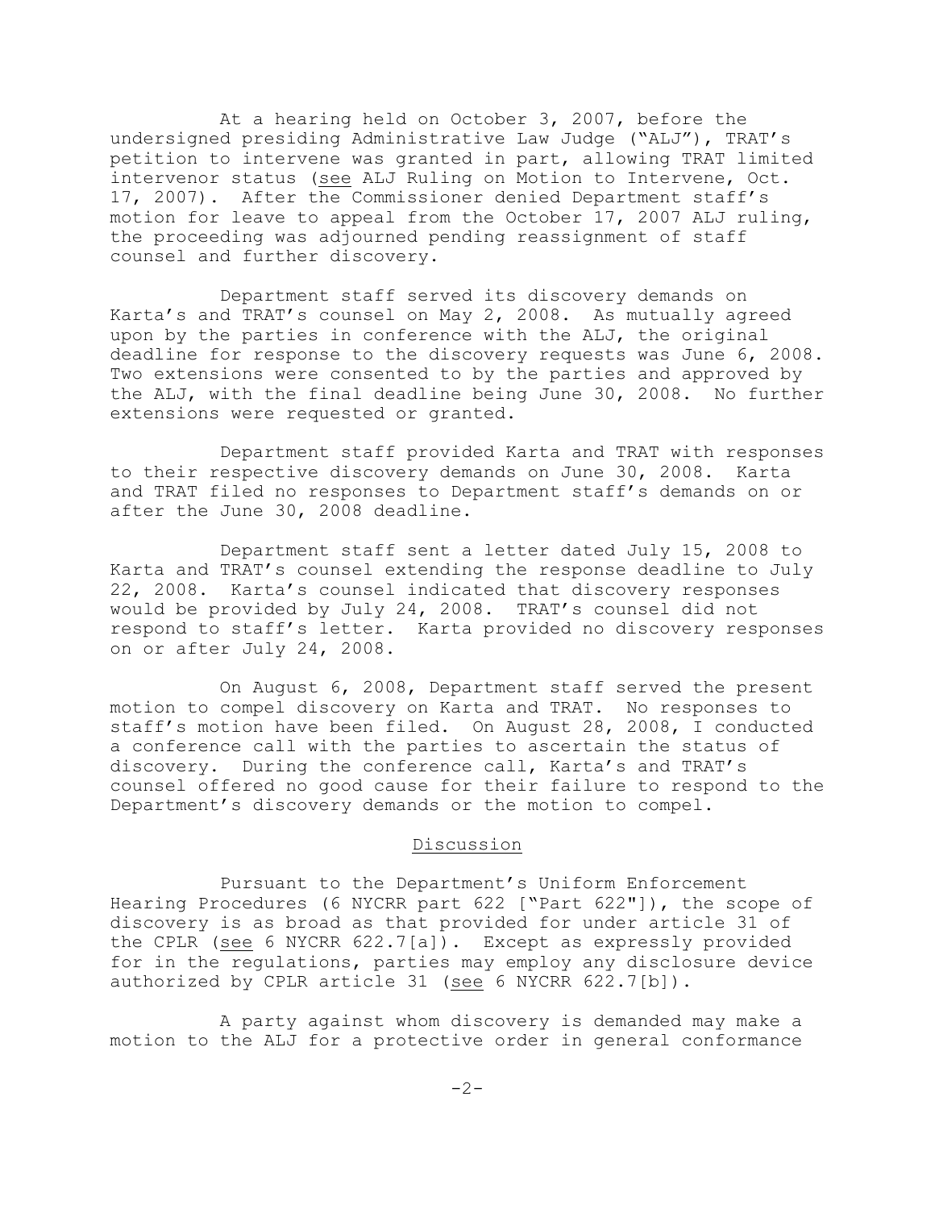At a hearing held on October 3, 2007, before the undersigned presiding Administrative Law Judge ("ALJ"), TRAT's petition to intervene was granted in part, allowing TRAT limited intervenor status (see ALJ Ruling on Motion to Intervene, Oct. 17, 2007). After the Commissioner denied Department staff's motion for leave to appeal from the October 17, 2007 ALJ ruling, the proceeding was adjourned pending reassignment of staff counsel and further discovery.

Department staff served its discovery demands on Karta's and TRAT's counsel on May 2, 2008. As mutually agreed upon by the parties in conference with the ALJ, the original deadline for response to the discovery requests was June 6, 2008. Two extensions were consented to by the parties and approved by the ALJ, with the final deadline being June 30, 2008. No further extensions were requested or granted.

Department staff provided Karta and TRAT with responses to their respective discovery demands on June 30, 2008. Karta and TRAT filed no responses to Department staff's demands on or after the June 30, 2008 deadline.

Department staff sent a letter dated July 15, 2008 to Karta and TRAT's counsel extending the response deadline to July 22, 2008. Karta's counsel indicated that discovery responses would be provided by July 24, 2008. TRAT's counsel did not respond to staff's letter. Karta provided no discovery responses on or after July 24, 2008.

On August 6, 2008, Department staff served the present motion to compel discovery on Karta and TRAT. No responses to staff's motion have been filed. On August 28, 2008, I conducted a conference call with the parties to ascertain the status of discovery. During the conference call, Karta's and TRAT's counsel offered no good cause for their failure to respond to the Department's discovery demands or the motion to compel.

## Discussion

Pursuant to the Department's Uniform Enforcement Hearing Procedures (6 NYCRR part 622 ["Part 622"]), the scope of discovery is as broad as that provided for under article 31 of the CPLR (see 6 NYCRR 622.7[a]). Except as expressly provided for in the regulations, parties may employ any disclosure device authorized by CPLR article 31 (see 6 NYCRR 622.7[b]).

A party against whom discovery is demanded may make a motion to the ALJ for a protective order in general conformance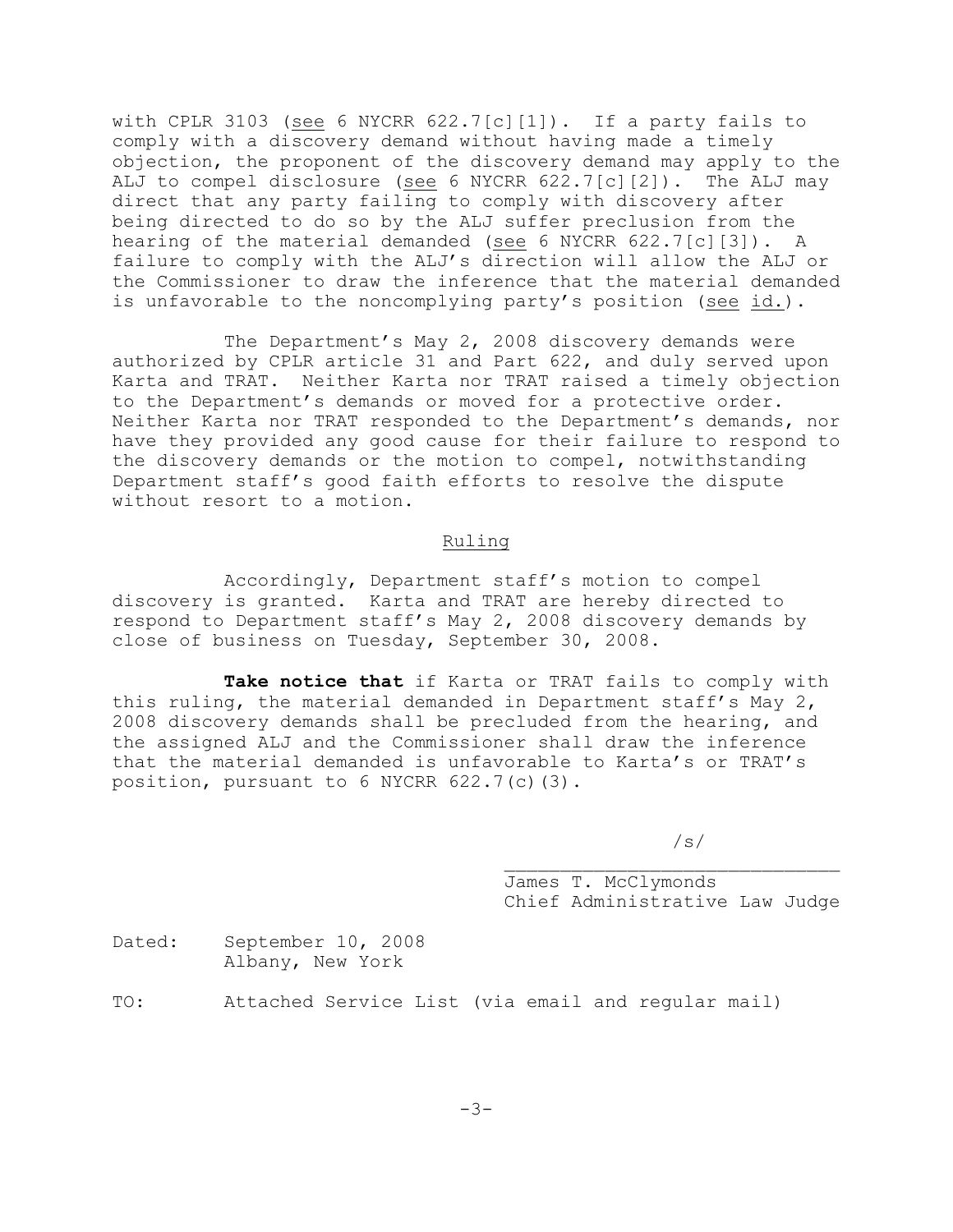with CPLR 3103 (see 6 NYCRR 622.7[c][1]). If a party fails to comply with a discovery demand without having made a timely objection, the proponent of the discovery demand may apply to the ALJ to compel disclosure (see 6 NYCRR 622.7[c][2]). The ALJ may direct that any party failing to comply with discovery after being directed to do so by the ALJ suffer preclusion from the hearing of the material demanded (see 6 NYCRR 622.7[c][3]). A failure to comply with the ALJ's direction will allow the ALJ or the Commissioner to draw the inference that the material demanded is unfavorable to the noncomplying party's position (see id.).

The Department's May 2, 2008 discovery demands were authorized by CPLR article 31 and Part 622, and duly served upon Karta and TRAT. Neither Karta nor TRAT raised a timely objection to the Department's demands or moved for a protective order. Neither Karta nor TRAT responded to the Department's demands, nor have they provided any good cause for their failure to respond to the discovery demands or the motion to compel, notwithstanding Department staff's good faith efforts to resolve the dispute without resort to a motion.

## Ruling

Accordingly, Department staff's motion to compel discovery is granted. Karta and TRAT are hereby directed to respond to Department staff's May 2, 2008 discovery demands by close of business on Tuesday, September 30, 2008.

**Take notice that** if Karta or TRAT fails to comply with this ruling, the material demanded in Department staff's May 2, 2008 discovery demands shall be precluded from the hearing, and the assigned ALJ and the Commissioner shall draw the inference that the material demanded is unfavorable to Karta's or TRAT's position, pursuant to 6 NYCRR 622.7(c)(3).

/s/

James T. McClymonds
Chief Administrative Law Judge

Dated: September 10, 2008
Albany, New York

TO: Attached Service List (via email and regular mail)